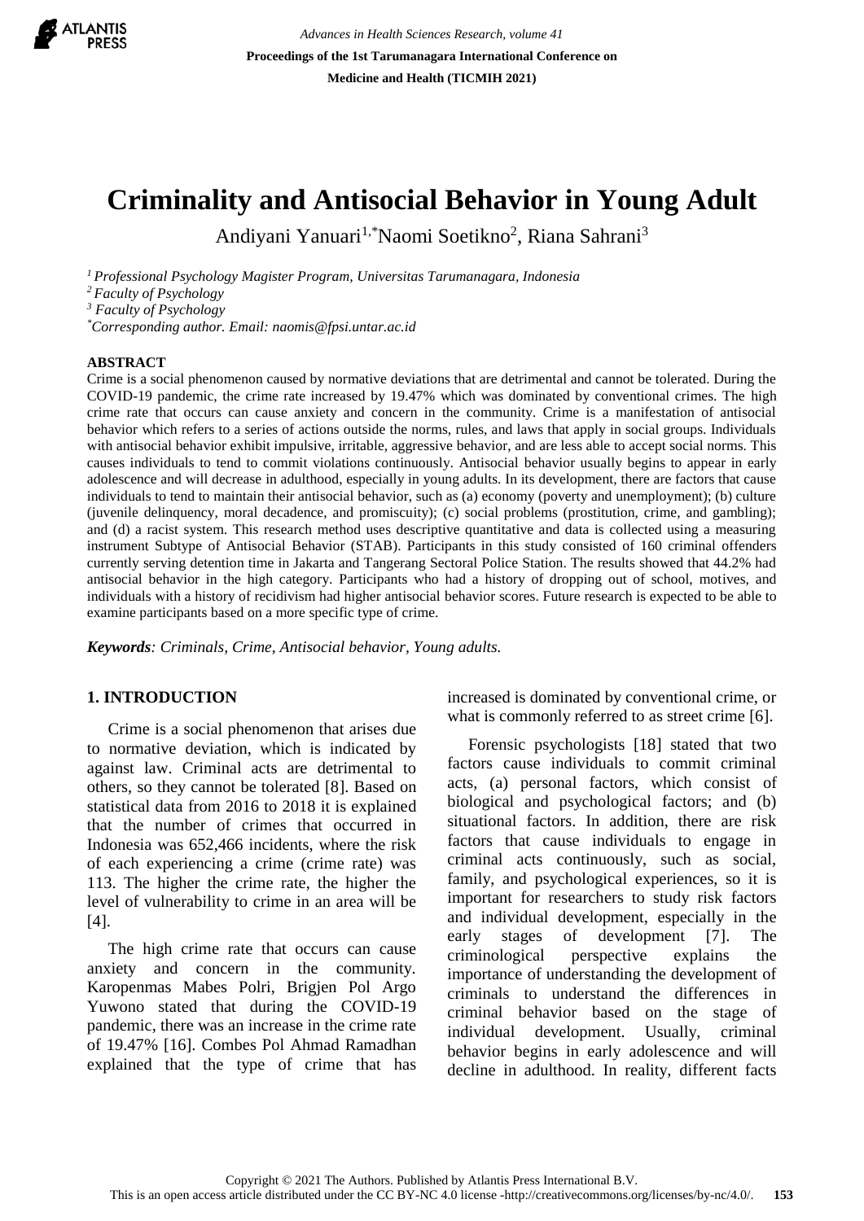# Criminality and Antisocial Behavior in Young Adult

Andiyani Yanuari[1,*] Naomi Soetikno[2], Riana Sahrani[3]

[1] *Professional Psychology Magister Program, Universitas Tarumanagara, Indonesia*
[2] *Faculty of Psychology*
[3] *Faculty of Psychology*
[*] *Corresponding author. Email: naomis@fpsi.untar.ac.id*

## ABSTRACT

Crime is a social phenomenon caused by normative deviations that are detrimental and cannot be tolerated. During the COVID-19 pandemic, the crime rate increased by 19.47% which was dominated by conventional crimes. The high crime rate that occurs can cause anxiety and concern in the community. Crime is a manifestation of antisocial behavior which refers to a series of actions outside the norms, rules, and laws that apply in social groups. Individuals with antisocial behavior exhibit impulsive, irritable, aggressive behavior, and are less able to accept social norms. This causes individuals to tend to commit violations continuously. Antisocial behavior usually begins to appear in early adolescence and will decrease in adulthood, especially in young adults. In its development, there are factors that cause individuals to tend to maintain their antisocial behavior, such as (a) economy (poverty and unemployment); (b) culture (juvenile delinquency, moral decadence, and promiscuity); (c) social problems (prostitution, crime, and gambling); and (d) a racist system. This research method uses descriptive quantitative and data is collected using a measuring instrument Subtype of Antisocial Behavior (STAB). Participants in this study consisted of 160 criminal offenders currently serving detention time in Jakarta and Tangerang Sectoral Police Station. The results showed that 44.2% had antisocial behavior in the high category. Participants who had a history of dropping out of school, motives, and individuals with a history of recidivism had higher antisocial behavior scores. Future research is expected to be able to examine participants based on a more specific type of crime.

***Keywords**: Criminals, Crime, Antisocial behavior, Young adults.*

## 1. INTRODUCTION

Crime is a social phenomenon that arises due to normative deviation, which is indicated by against law. Criminal acts are detrimental to others, so they cannot be tolerated [8]. Based on statistical data from 2016 to 2018 it is explained that the number of crimes that occurred in Indonesia was 652,466 incidents, where the risk of each experiencing a crime (crime rate) was 113. The higher the crime rate, the higher the level of vulnerability to crime in an area will be [4].

The high crime rate that occurs can cause anxiety and concern in the community. Karopenmas Mabes Polri, Brigjen Pol Argo Yuwono stated that during the COVID-19 pandemic, there was an increase in the crime rate of 19.47% [16]. Combes Pol Ahmad Ramadhan explained that the type of crime that has increased is dominated by conventional crime, or what is commonly referred to as street crime [6].

Forensic psychologists [18] stated that two factors cause individuals to commit criminal acts, (a) personal factors, which consist of biological and psychological factors; and (b) situational factors. In addition, there are risk factors that cause individuals to engage in criminal acts continuously, such as social, family, and psychological experiences, so it is important for researchers to study risk factors and individual development, especially in the early stages of development [7]. The criminological perspective explains the importance of understanding the development of criminals to understand the differences in criminal behavior based on the stage of individual development. Usually, criminal behavior begins in early adolescence and will decline in adulthood. In reality, different facts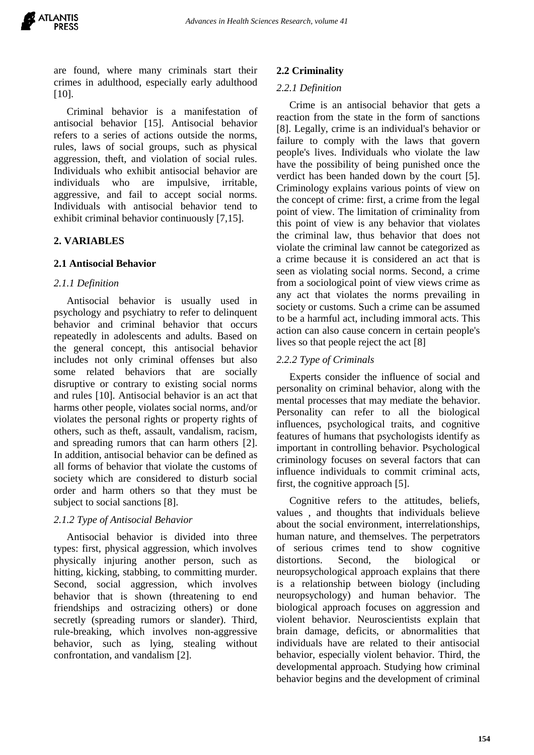are found, where many criminals start their crimes in adulthood, especially early adulthood [10].

Criminal behavior is a manifestation of antisocial behavior [15]. Antisocial behavior refers to a series of actions outside the norms, rules, laws of social groups, such as physical aggression, theft, and violation of social rules. Individuals who exhibit antisocial behavior are individuals who are impulsive, irritable, aggressive, and fail to accept social norms. Individuals with antisocial behavior tend to exhibit criminal behavior continuously [7,15].

## 2. VARIABLES

### 2.1 Antisocial Behavior

*2.1.1 Definition*

Antisocial behavior is usually used in psychology and psychiatry to refer to delinquent behavior and criminal behavior that occurs repeatedly in adolescents and adults. Based on the general concept, this antisocial behavior includes not only criminal offenses but also some related behaviors that are socially disruptive or contrary to existing social norms and rules [10]. Antisocial behavior is an act that harms other people, violates social norms, and/or violates the personal rights or property rights of others, such as theft, assault, vandalism, racism, and spreading rumors that can harm others [2]. In addition, antisocial behavior can be defined as all forms of behavior that violate the customs of society which are considered to disturb social order and harm others so that they must be subject to social sanctions [8].

*2.1.2 Type of Antisocial Behavior*

Antisocial behavior is divided into three types: first, physical aggression, which involves physically injuring another person, such as hitting, kicking, stabbing, to committing murder. Second, social aggression, which involves behavior that is shown (threatening to end friendships and ostracizing others) or done secretly (spreading rumors or slander). Third, rule-breaking, which involves non-aggressive behavior, such as lying, stealing without confrontation, and vandalism [2].

### 2.2 Criminality

*2.2.1 Definition*

Crime is an antisocial behavior that gets a reaction from the state in the form of sanctions [8]. Legally, crime is an individual's behavior or failure to comply with the laws that govern people's lives. Individuals who violate the law have the possibility of being punished once the verdict has been handed down by the court [5]. Criminology explains various points of view on the concept of crime: first, a crime from the legal point of view. The limitation of criminality from this point of view is any behavior that violates the criminal law, thus behavior that does not violate the criminal law cannot be categorized as a crime because it is considered an act that is seen as violating social norms. Second, a crime from a sociological point of view views crime as any act that violates the norms prevailing in society or customs. Such a crime can be assumed to be a harmful act, including immoral acts. This action can also cause concern in certain people's lives so that people reject the act [8]

*2.2.2 Type of Criminals*

Experts consider the influence of social and personality on criminal behavior, along with the mental processes that may mediate the behavior. Personality can refer to all the biological influences, psychological traits, and cognitive features of humans that psychologists identify as important in controlling behavior. Psychological criminology focuses on several factors that can influence individuals to commit criminal acts, first, the cognitive approach [5].

Cognitive refers to the attitudes, beliefs, values , and thoughts that individuals believe about the social environment, interrelationships, human nature, and themselves. The perpetrators of serious crimes tend to show cognitive distortions. Second, the biological or neuropsychological approach explains that there is a relationship between biology (including neuropsychology) and human behavior. The biological approach focuses on aggression and violent behavior. Neuroscientists explain that brain damage, deficits, or abnormalities that individuals have are related to their antisocial behavior, especially violent behavior. Third, the developmental approach. Studying how criminal behavior begins and the development of criminal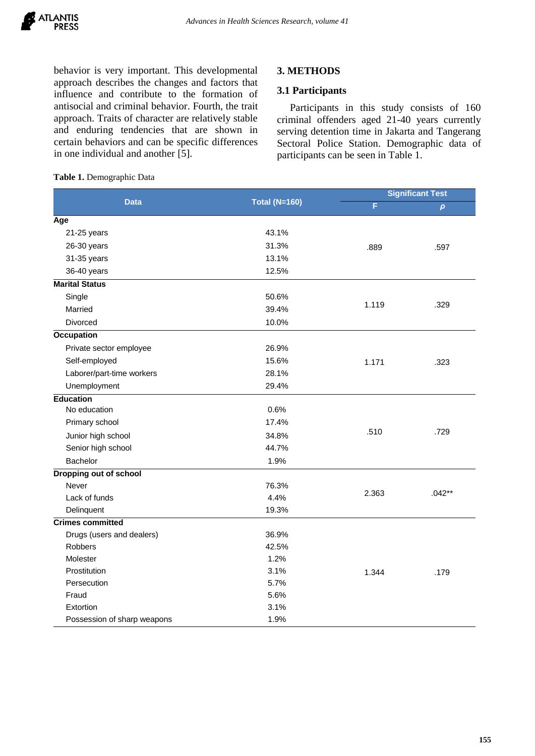behavior is very important. This developmental approach describes the changes and factors that influence and contribute to the formation of antisocial and criminal behavior. Fourth, the trait approach. Traits of character are relatively stable and enduring tendencies that are shown in certain behaviors and can be specific differences in one individual and another [5].

## 3. METHODS

### 3.1 Participants

Participants in this study consists of 160 criminal offenders aged 21-40 years currently serving detention time in Jakarta and Tangerang Sectoral Police Station. Demographic data of participants can be seen in Table 1.

**Table 1.** Demographic Data

| Data | Total (N=160) | Significant Test | |
|---|---|---|---|
| | | F | ρ |
| **Age** | | | |
| 21-25 years | 43.1% | .889 | .597 |
| 26-30 years | 31.3% | | |
| 31-35 years | 13.1% | | |
| 36-40 years | 12.5% | | |
| **Marital Status** | | | |
| Single | 50.6% | 1.119 | .329 |
| Married | 39.4% | | |
| Divorced | 10.0% | | |
| **Occupation** | | | |
| Private sector employee | 26.9% | 1.171 | .323 |
| Self-employed | 15.6% | | |
| Laborer/part-time workers | 28.1% | | |
| Unemployment | 29.4% | | |
| **Education** | | | |
| No education | 0.6% | .510 | .729 |
| Primary school | 17.4% | | |
| Junior high school | 34.8% | | |
| Senior high school | 44.7% | | |
| Bachelor | 1.9% | | |
| **Dropping out of school** | | | |
| Never | 76.3% | 2.363 | .042** |
| Lack of funds | 4.4% | | |
| Delinquent | 19.3% | | |
| **Crimes committed** | | | |
| Drugs (users and dealers) | 36.9% | 1.344 | .179 |
| Robbers | 42.5% | | |
| Molester | 1.2% | | |
| Prostitution | 3.1% | | |
| Persecution | 5.7% | | |
| Fraud | 5.6% | | |
| Extortion | 3.1% | | |
| Possession of sharp weapons | 1.9% | | |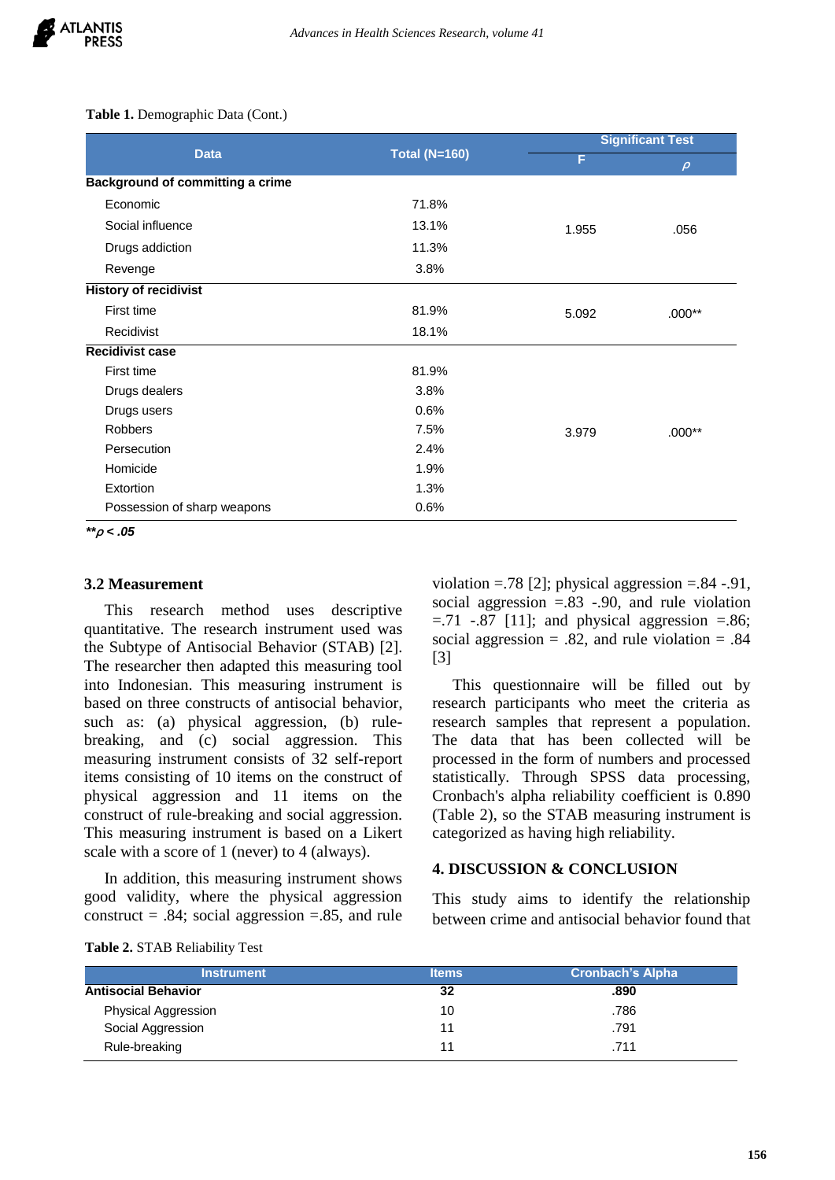**Table 1.** Demographic Data (Cont.)

| Data | Total (N=160) | Significant Test | |
|---|---|---|---|
| | | F | $\rho$ |
| **Background of committing a crime** | | | |
| Economic | 71.8% | 1.955 | .056 |
| Social influence | 13.1% | | |
| Drugs addiction | 11.3% | | |
| Revenge | 3.8% | | |
| **History of recidivist** | | | |
| First time | 81.9% | 5.092 | .000** |
| Recidivist | 18.1% | | |
| **Recidivist case** | | | |
| First time | 81.9% | 3.979 | .000** |
| Drugs dealers | 3.8% | | |
| Drugs users | 0.6% | | |
| Robbers | 7.5% | | |
| Persecution | 2.4% | | |
| Homicide | 1.9% | | |
| Extortion | 1.3% | | |
| Possession of sharp weapons | 0.6% | | |

***$\rho < .05$**

### 3.2 Measurement

This research method uses descriptive quantitative. The research instrument used was the Subtype of Antisocial Behavior (STAB) [2]. The researcher then adapted this measuring tool into Indonesian. This measuring instrument is based on three constructs of antisocial behavior, such as: (a) physical aggression, (b) rule-breaking, and (c) social aggression. This measuring instrument consists of 32 self-report items consisting of 10 items on the construct of physical aggression and 11 items on the construct of rule-breaking and social aggression. This measuring instrument is based on a Likert scale with a score of 1 (never) to 4 (always).

In addition, this measuring instrument shows good validity, where the physical aggression construct = .84; social aggression =.85, and rule violation =.78 [2]; physical aggression =.84 -.91, social aggression =.83 -.90, and rule violation =.71 -.87 [11]; and physical aggression =.86; social aggression = .82, and rule violation = .84 [3]

This questionnaire will be filled out by research participants who meet the criteria as research samples that represent a population. The data that has been collected will be processed in the form of numbers and processed statistically. Through SPSS data processing, Cronbach's alpha reliability coefficient is 0.890 (Table 2), so the STAB measuring instrument is categorized as having high reliability.

## 4. DISCUSSION & CONCLUSION

This study aims to identify the relationship between crime and antisocial behavior found that

**Table 2.** STAB Reliability Test

| Instrument | Items | Cronbach's Alpha |
|---|---|---|
| **Antisocial Behavior** | **32** | **.890** |
| Physical Aggression | 10 | .786 |
| Social Aggression | 11 | .791 |
| Rule-breaking | 11 | .711 |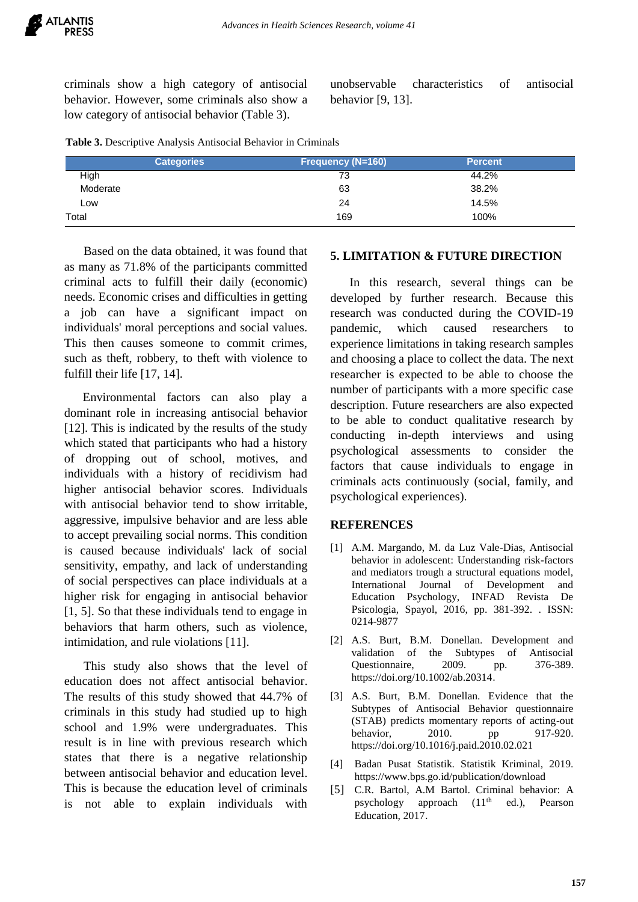criminals show a high category of antisocial behavior. However, some criminals also show a low category of antisocial behavior (Table 3).

**Table 3.** Descriptive Analysis Antisocial Behavior in Criminals

| Categories | Frequency (N=160) | Percent |
|---|---|---|
| High | 73 | 44.2% |
| Moderate | 63 | 38.2% |
| Low | 24 | 14.5% |
| Total | 169 | 100% |

Based on the data obtained, it was found that as many as 71.8% of the participants committed criminal acts to fulfill their daily (economic) needs. Economic crises and difficulties in getting a job can have a significant impact on individuals' moral perceptions and social values. This then causes someone to commit crimes, such as theft, robbery, to theft with violence to fulfill their life [17, 14].

Environmental factors can also play a dominant role in increasing antisocial behavior [12]. This is indicated by the results of the study which stated that participants who had a history of dropping out of school, motives, and individuals with a history of recidivism had higher antisocial behavior scores. Individuals with antisocial behavior tend to show irritable, aggressive, impulsive behavior and are less able to accept prevailing social norms. This condition is caused because individuals' lack of social sensitivity, empathy, and lack of understanding of social perspectives can place individuals at a higher risk for engaging in antisocial behavior [1, 5]. So that these individuals tend to engage in behaviors that harm others, such as violence, intimidation, and rule violations [11].

This study also shows that the level of education does not affect antisocial behavior. The results of this study showed that 44.7% of criminals in this study had studied up to high school and 1.9% were undergraduates. This result is in line with previous research which states that there is a negative relationship between antisocial behavior and education level. This is because the education level of criminals is not able to explain individuals with unobservable characteristics of antisocial behavior [9, 13].

## 5. LIMITATION & FUTURE DIRECTION

In this research, several things can be developed by further research. Because this research was conducted during the COVID-19 pandemic, which caused researchers to experience limitations in taking research samples and choosing a place to collect the data. The next researcher is expected to be able to choose the number of participants with a more specific case description. Future researchers are also expected to be able to conduct qualitative research by conducting in-depth interviews and using psychological assessments to consider the factors that cause individuals to engage in criminals acts continuously (social, family, and psychological experiences).

## REFERENCES

[1] A.M. Margando, M. da Luz Vale-Dias, Antisocial behavior in adolescent: Understanding risk-factors and mediators trough a structural equations model, International Journal of Development and Education Psychology, INFAD Revista De Psicologia, Spayol, 2016, pp. 381-392. . ISSN: 0214-9877

[2] A.S. Burt, B.M. Donellan. Development and validation of the Subtypes of Antisocial Questionnaire, 2009. pp. 376-389. https://doi.org/10.1002/ab.20314.

[3] A.S. Burt, B.M. Donellan. Evidence that the Subtypes of Antisocial Behavior questionnaire (STAB) predicts momentary reports of acting-out behavior, 2010. pp 917-920. https://doi.org/10.1016/j.paid.2010.02.021

[4] Badan Pusat Statistik. Statistik Kriminal, 2019. https://www.bps.go.id/publication/download

[5] C.R. Bartol, A.M Bartol. Criminal behavior: A psychology approach (11th ed.), Pearson Education, 2017.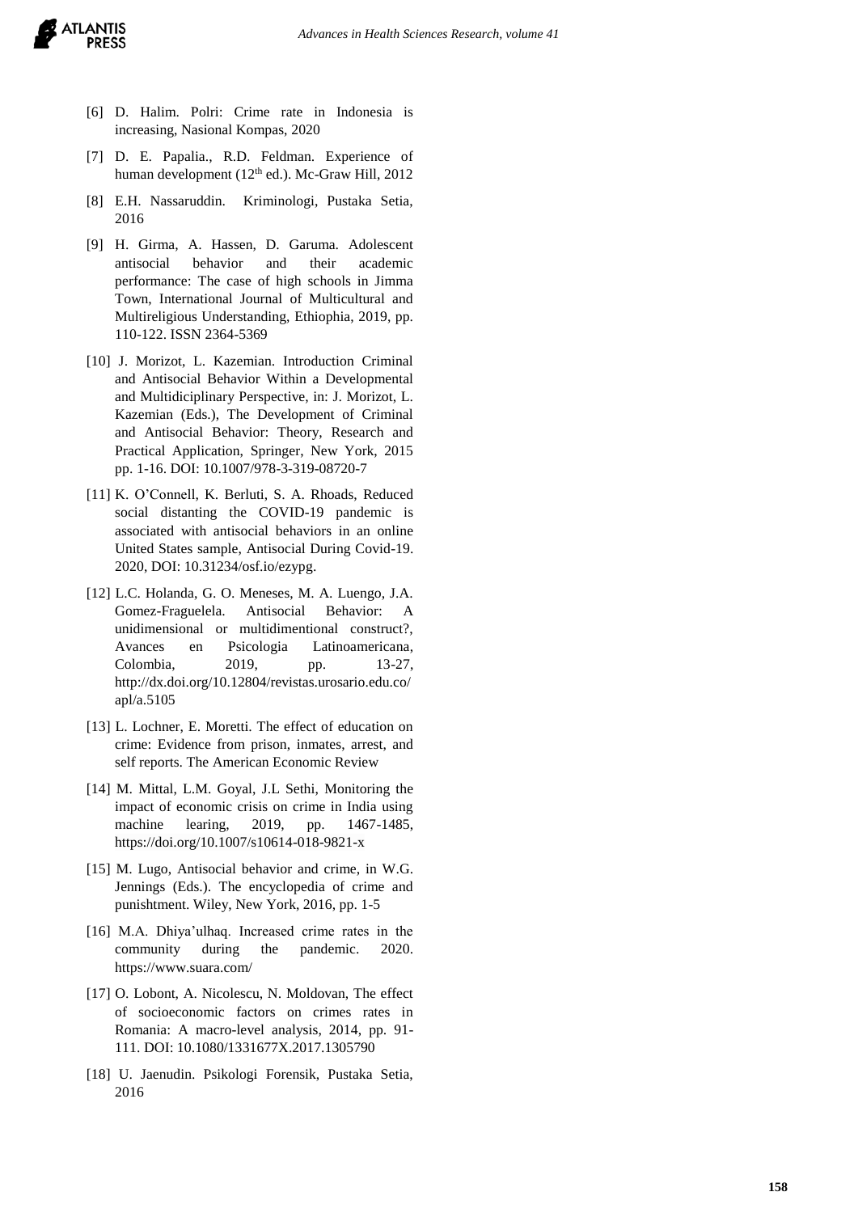[6] D. Halim. Polri: Crime rate in Indonesia is increasing, Nasional Kompas, 2020

[7] D. E. Papalia., R.D. Feldman. Experience of human development (12th ed.). Mc-Graw Hill, 2012

[8] E.H. Nassaruddin. Kriminologi, Pustaka Setia, 2016

[9] H. Girma, A. Hassen, D. Garuma. Adolescent antisocial behavior and their academic performance: The case of high schools in Jimma Town, International Journal of Multicultural and Multireligious Understanding, Ethiophia, 2019, pp. 110-122. ISSN 2364-5369

[10] J. Morizot, L. Kazemian. Introduction Criminal and Antisocial Behavior Within a Developmental and Multidiciplinary Perspective, in: J. Morizot, L. Kazemian (Eds.), The Development of Criminal and Antisocial Behavior: Theory, Research and Practical Application, Springer, New York, 2015 pp. 1-16. DOI: 10.1007/978-3-319-08720-7

[11] K. O'Connell, K. Berluti, S. A. Rhoads, Reduced social distanting the COVID-19 pandemic is associated with antisocial behaviors in an online United States sample, Antisocial During Covid-19. 2020, DOI: 10.31234/osf.io/ezypg.

[12] L.C. Holanda, G. O. Meneses, M. A. Luengo, J.A. Gomez-Fraguelela. Antisocial Behavior: A unidimensional or multidimentional construct?, Avances en Psicologia Latinoamericana, Colombia, 2019, pp. 13-27, http://dx.doi.org/10.12804/revistas.urosario.edu.co/apl/a.5105

[13] L. Lochner, E. Moretti. The effect of education on crime: Evidence from prison, inmates, arrest, and self reports. The American Economic Review

[14] M. Mittal, L.M. Goyal, J.L Sethi, Monitoring the impact of economic crisis on crime in India using machine learing, 2019, pp. 1467-1485, https://doi.org/10.1007/s10614-018-9821-x

[15] M. Lugo, Antisocial behavior and crime, in W.G. Jennings (Eds.). The encyclopedia of crime and punishtment. Wiley, New York, 2016, pp. 1-5

[16] M.A. Dhiya'ulhaq. Increased crime rates in the community during the pandemic. 2020. https://www.suara.com/

[17] O. Lobont, A. Nicolescu, N. Moldovan, The effect of socioeconomic factors on crimes rates in Romania: A macro-level analysis, 2014, pp. 91-111. DOI: 10.1080/1331677X.2017.1305790

[18] U. Jaenudin. Psikologi Forensik, Pustaka Setia, 2016